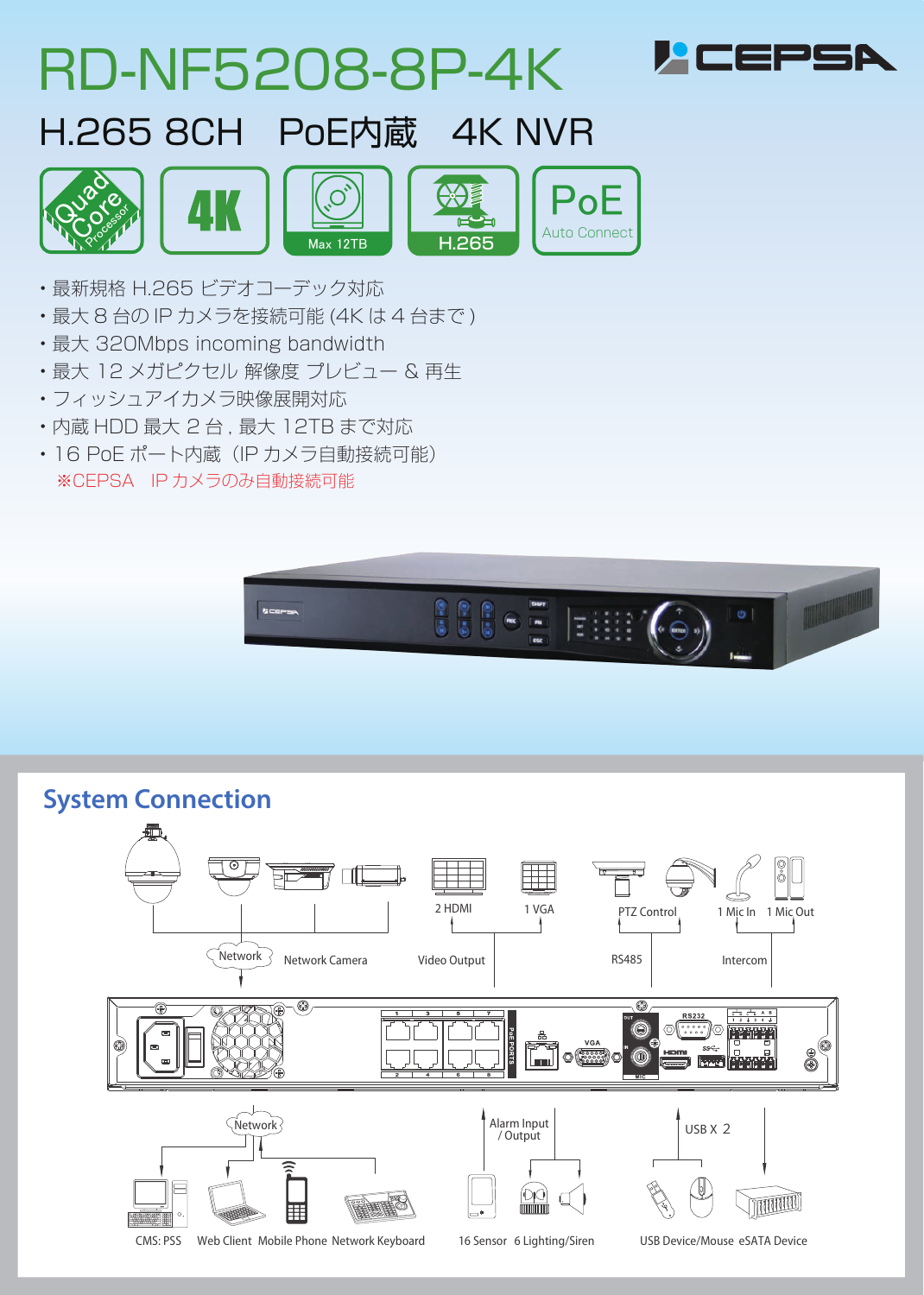# RD-NF5208-8P-4K

CEPSA

## H.265 8CH　PoE内蔵　4K NVR

Quad Core Processor | 4K | Max 12TB | H.265 | PoE Auto Connect

- 最新規格 H.265 ビデオコーデック対応
- 最大 8 台の IP カメラを接続可能 (4K は 4 台まで )
- 最大 320Mbps incoming bandwidth
- 最大 12 メガピクセル 解像度 プレビュー & 再生
- フィッシュアイカメラ映像展開対応
- 内蔵 HDD 最大 2 台 , 最大 12TB まで対応
- 16 PoE ポート内蔵（IP カメラ自動接続可能）
  ※CEPSA　IP カメラのみ自動接続可能

## System Connection

Network　Network Camera

2 HDMI　1 VGA　Video Output

PTZ Control　RS485

1 Mic In　1 Mic Out　Intercom

Network: CMS: PSS　Web Client　Mobile Phone　Network Keyboard

Alarm Input / Output: 16 Sensor　6 Lighting/Siren

USB X 2: USB Device/Mouse　eSATA Device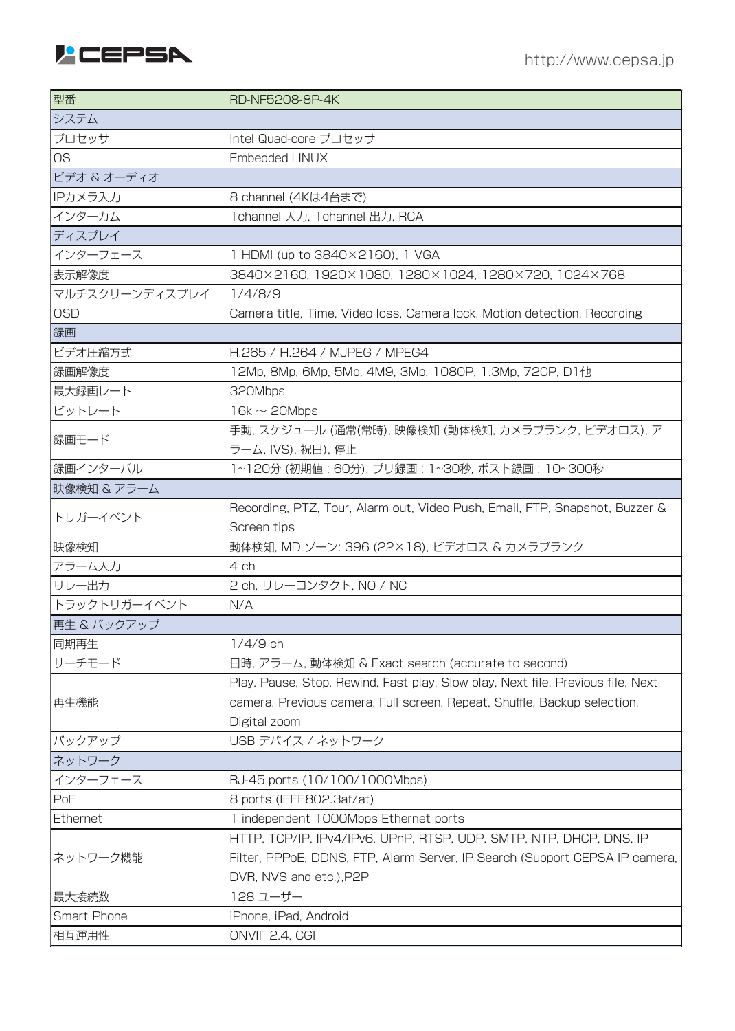| 型番 | RD-NF5208-8P-4K |
|---|---|
| システム | |
| プロセッサ | Intel Quad-core プロセッサ |
| OS | Embedded LINUX |
| ビデオ & オーディオ | |
| IPカメラ入力 | 8 channel (4Kは4台まで) |
| インターカム | 1channel 入力, 1channel 出力, RCA |
| ディスプレイ | |
| インターフェース | 1 HDMI (up to 3840×2160), 1 VGA |
| 表示解像度 | 3840×2160, 1920×1080, 1280×1024, 1280×720, 1024×768 |
| マルチスクリーンディスプレイ | 1/4/8/9 |
| OSD | Camera title, Time, Video loss, Camera lock, Motion detection, Recording |
| 録画 | |
| ビデオ圧縮方式 | H.265 / H.264 / MJPEG / MPEG4 |
| 録画解像度 | 12Mp, 8Mp, 6Mp, 5Mp, 4M9, 3Mp, 1080P, 1.3Mp, 720P, D1他 |
| 最大録画レート | 320Mbps |
| ビットレート | 16k ~ 20Mbps |
| 録画モード | 手動, スケジュール (通常(常時), 映像検知 (動体検知, カメラブランク, ビデオロス), アラーム, IVS), 祝日), 停止 |
| 録画インターバル | 1~120分 (初期値 : 60分), プリ録画 : 1~30秒, ポスト録画 : 10~300秒 |
| 映像検知 & アラーム | |
| トリガーイベント | Recording, PTZ, Tour, Alarm out, Video Push, Email, FTP, Snapshot, Buzzer & Screen tips |
| 映像検知 | 動体検知, MD ゾーン: 396 (22×18), ビデオロス & カメラブランク |
| アラーム入力 | 4 ch |
| リレー出力 | 2 ch, リレーコンタクト, NO / NC |
| トラックトリガーイベント | N/A |
| 再生 & バックアップ | |
| 同期再生 | 1/4/9 ch |
| サーチモード | 日時, アラーム, 動体検知 & Exact search (accurate to second) |
| 再生機能 | Play, Pause, Stop, Rewind, Fast play, Slow play, Next file, Previous file, Next camera, Previous camera, Full screen, Repeat, Shuffle, Backup selection, Digital zoom |
| バックアップ | USB デバイス / ネットワーク |
| ネットワーク | |
| インターフェース | RJ-45 ports (10/100/1000Mbps) |
| PoE | 8 ports (IEEE802.3af/at) |
| Ethernet | 1 independent 1000Mbps Ethernet ports |
| ネットワーク機能 | HTTP, TCP/IP, IPv4/IPv6, UPnP, RTSP, UDP, SMTP, NTP, DHCP, DNS, IP Filter, PPPoE, DDNS, FTP, Alarm Server, IP Search (Support CEPSA IP camera, DVR, NVS and etc.),P2P |
| 最大接続数 | 128 ユーザー |
| Smart Phone | iPhone, iPad, Android |
| 相互運用性 | ONVIF 2.4, CGI |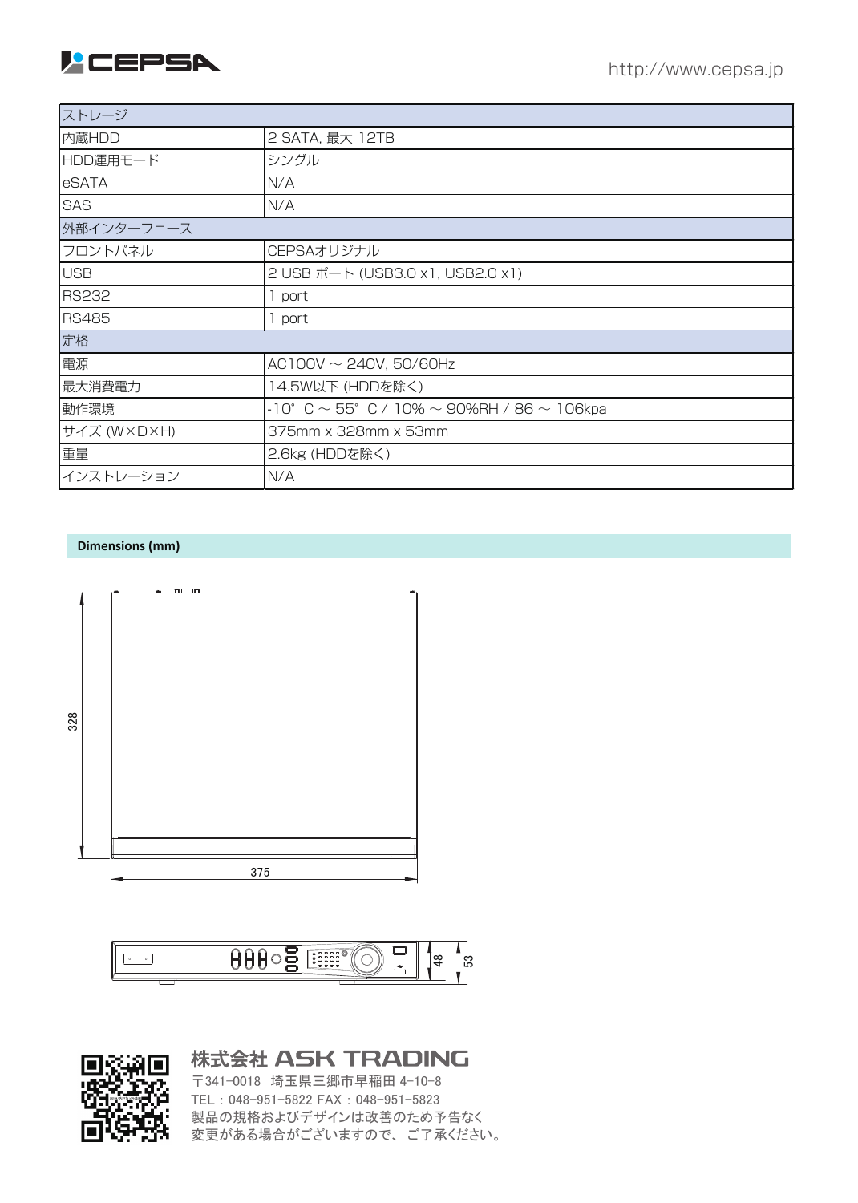| | |
|---|---|
| ストレージ | |
| 内蔵HDD | 2 SATA, 最大 12TB |
| HDD運用モード | シングル |
| eSATA | N/A |
| SAS | N/A |
| 外部インターフェース | |
| フロントパネル | CEPSAオリジナル |
| USB | 2 USB ポート (USB3.0 x1, USB2.0 x1) |
| RS232 | 1 port |
| RS485 | 1 port |
| 定格 | |
| 電源 | AC100V ~ 240V, 50/60Hz |
| 最大消費電力 | 14.5W以下 (HDDを除く) |
| 動作環境 | -10° C ~ 55° C / 10% ~ 90%RH / 86 ~ 106kpa |
| サイズ (W×D×H) | 375mm x 328mm x 53mm |
| 重量 | 2.6kg (HDDを除く) |
| インストレーション | N/A |

**Dimensions (mm)**

328

375

48

53

## 株式会社 ASK TRADING

〒341-0018 埼玉県三郷市早稲田 4-10-8
TEL : 048-951-5822 FAX : 048-951-5823
製品の規格およびデザインは改善のため予告なく
変更がある場合がございますので、ご了承ください。